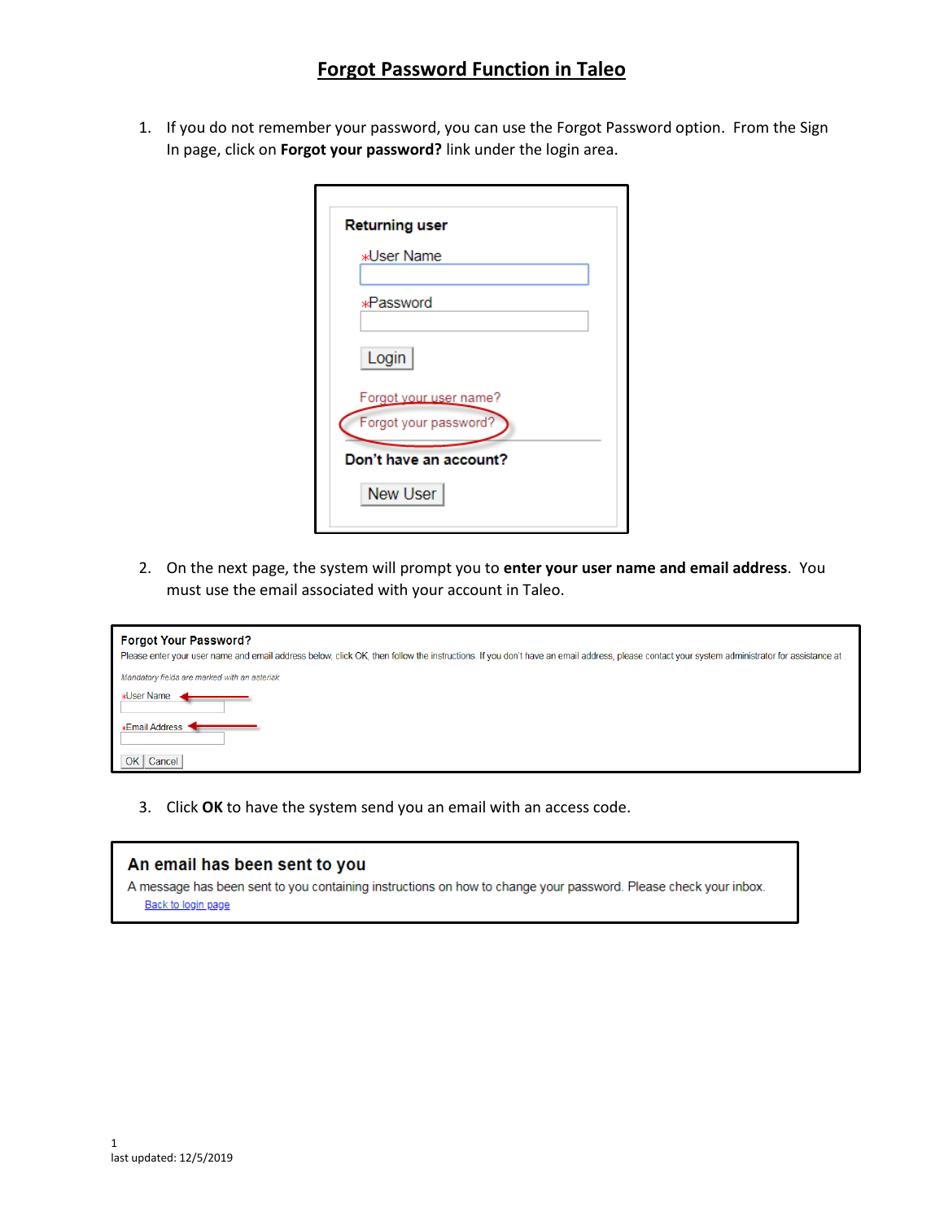# Forgot Password Function in Taleo

1. If you do not remember your password, you can use the Forgot Password option. From the Sign In page, click on **Forgot your password?** link under the login area.

2. On the next page, the system will prompt you to **enter your user name and email address**. You must use the email associated with your account in Taleo.

3. Click **OK** to have the system send you an email with an access code.

last updated: 12/5/2019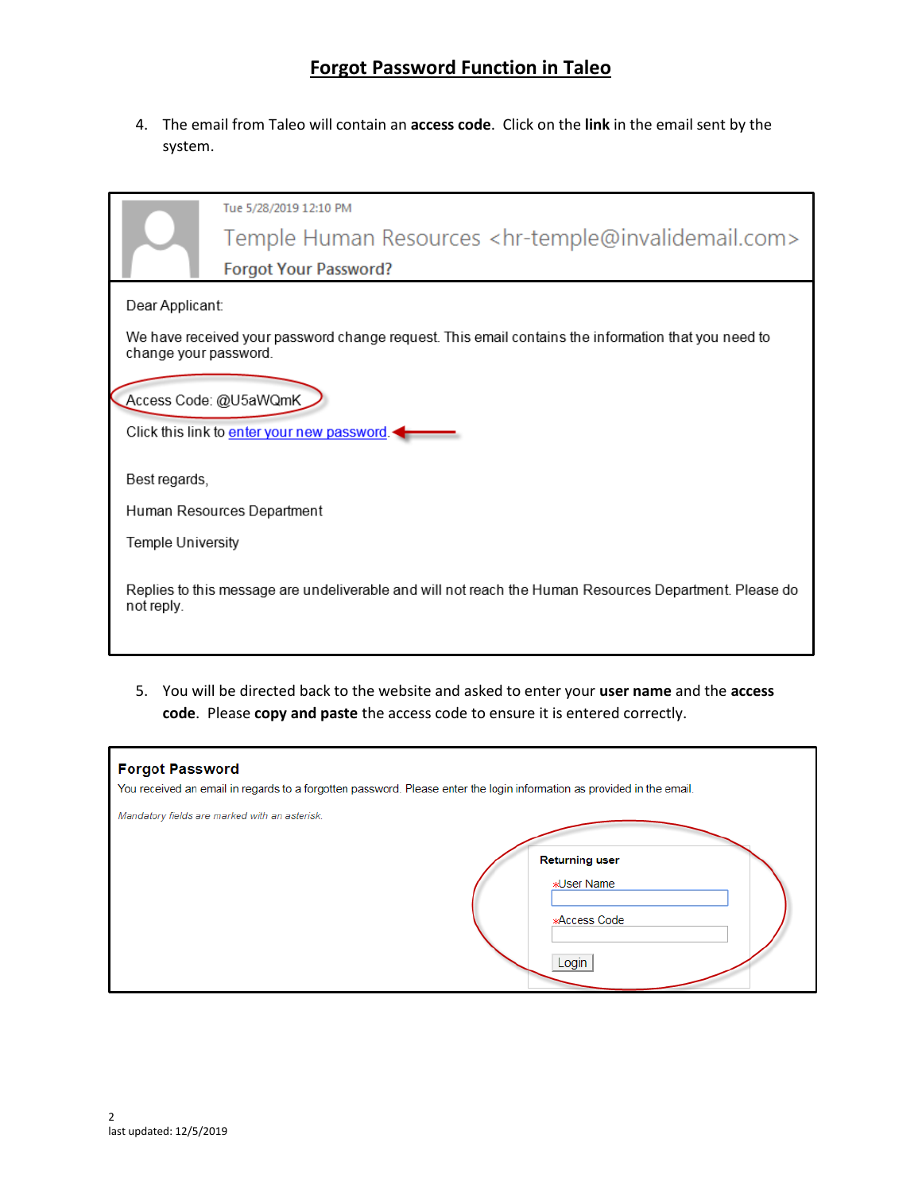# Forgot Password Function in Taleo

4. The email from Taleo will contain an **access code**. Click on the **link** in the email sent by the system.

Tue 5/28/2019 12:10 PM

Temple Human Resources <hr-temple@invalidemail.com>

Forgot Your Password?

Dear Applicant:

We have received your password change request. This email contains the information that you need to change your password.

Access Code: @U5aWQmK

Click this link to enter your new password.

Best regards,

Human Resources Department

Temple University

Replies to this message are undeliverable and will not reach the Human Resources Department. Please do not reply.

5. You will be directed back to the website and asked to enter your **user name** and the **access code**. Please **copy and paste** the access code to ensure it is entered correctly.

**Forgot Password**

You received an email in regards to a forgotten password. Please enter the login information as provided in the email.

*Mandatory fields are marked with an asterisk.*

**Returning user**

*User Name

*Access Code

Login

last updated: 12/5/2019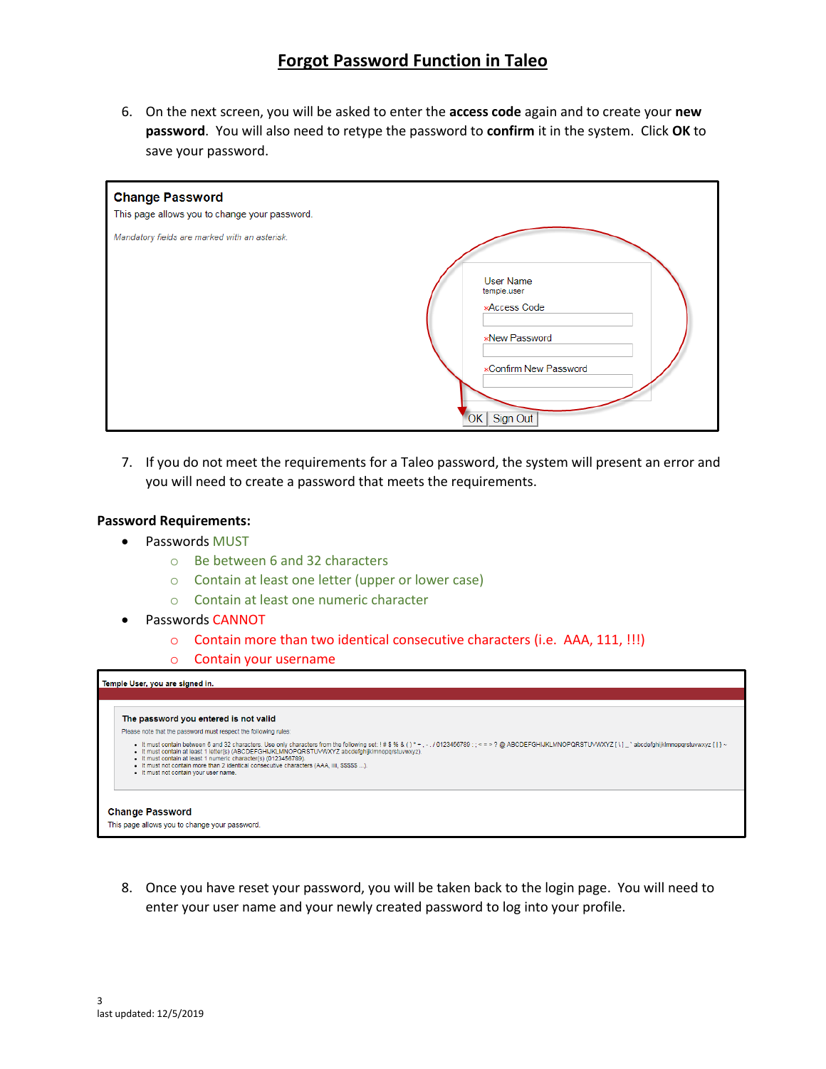# Forgot Password Function in Taleo

6. On the next screen, you will be asked to enter the **access code** again and to create your **new password**. You will also need to retype the password to **confirm** it in the system. Click **OK** to save your password.

**Change Password**

This page allows you to change your password.

*Mandatory fields are marked with an asterisk.*

User Name
temple.user

×Access Code

×New Password

×Confirm New Password

OK | Sign Out

7. If you do not meet the requirements for a Taleo password, the system will present an error and you will need to create a password that meets the requirements.

**Password Requirements:**

- Passwords MUST
  - Be between 6 and 32 characters
  - Contain at least one letter (upper or lower case)
  - Contain at least one numeric character
- Passwords CANNOT
  - Contain more than two identical consecutive characters (i.e. AAA, 111, !!!)
  - Contain your username

**Temple User, you are signed in.**

**The password you entered is not valid**

Please note that the password must respect the following rules:

- It must contain between 6 and 32 characters. Use only characters from the following set: ! # $ % & ( ) * + , - . / 0123456789 : ; < = > ? @ ABCDEFGHIJKLMNOPQRSTUVWXYZ [ \ ] _ ` abcdefghijklmnopqrstuvwxyz { | } ~
- It must contain at least 1 letter(s) (ABCDEFGHIJKLMNOPQRSTUVWXYZ abcdefghijklmnopqrstuvwxyz).
- It must contain at least 1 numeric character(s) (0123456789).
- It must not contain more than 2 identical consecutive characters (AAA, iiii, $$$$$ ...).
- It must not contain your user name.

**Change Password**

This page allows you to change your password.

8. Once you have reset your password, you will be taken back to the login page. You will need to enter your user name and your newly created password to log into your profile.

last updated: 12/5/2019